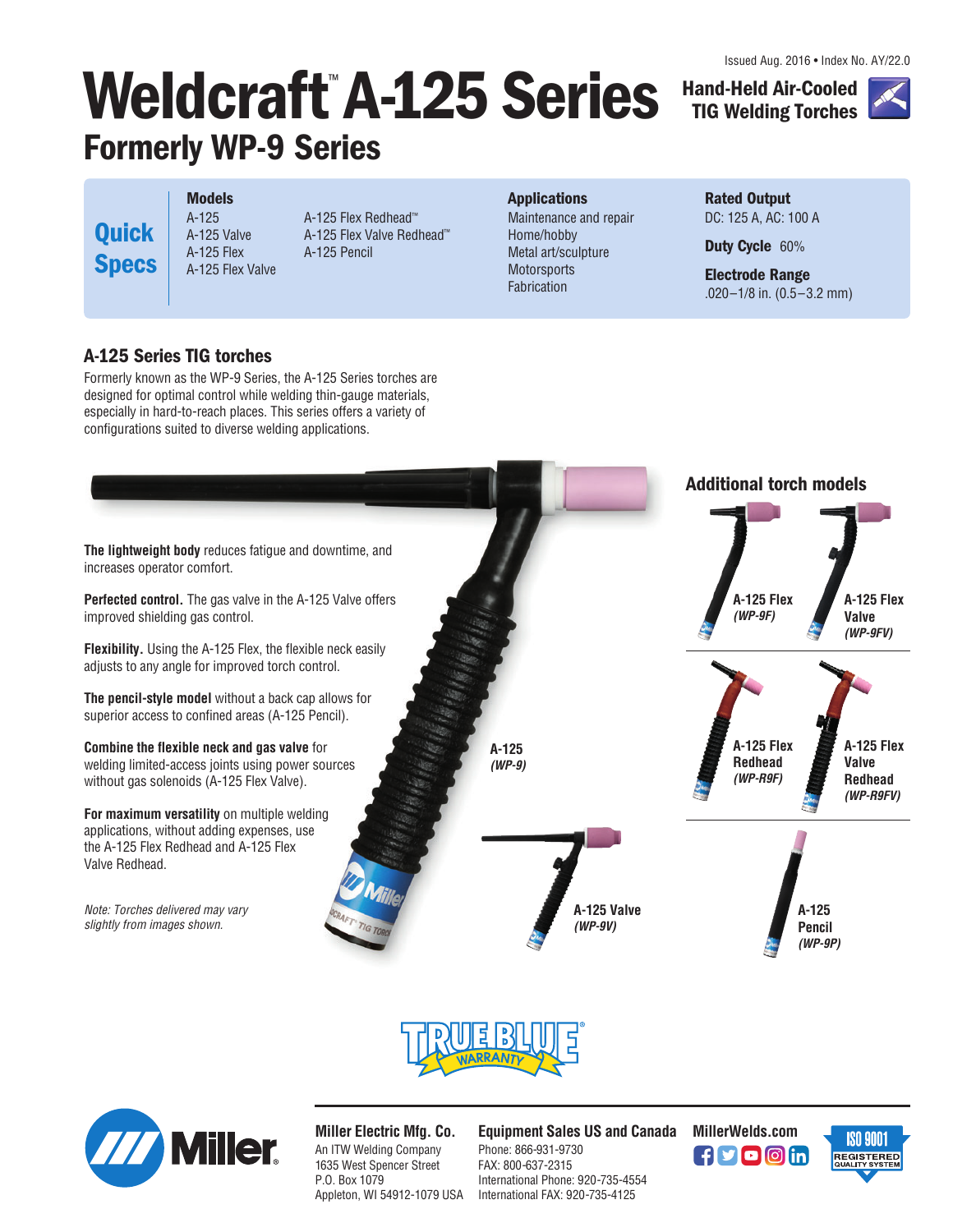Issued Aug. 2016 • Index No. AY/22.0

# Weldcraft™ A-125 Series

## Formerly WP-9 Series

**Hand-Held Air-Cooled TIG Welding Torches**

**Quick Specs**

**Models**
- A-125
- A-125 Valve
- A-125 Flex
- A-125 Flex Valve
- A-125 Flex Redhead™
- A-125 Flex Valve Redhead™
- A-125 Pencil

**Applications**
- Maintenance and repair
- Home/hobby
- Metal art/sculpture
- Motorsports
- Fabrication

**Rated Output**
DC: 125 A, AC: 100 A

**Duty Cycle** 60%

**Electrode Range**
.020–1/8 in. (0.5–3.2 mm)

## A-125 Series TIG torches

Formerly known as the WP-9 Series, the A-125 Series torches are designed for optimal control while welding thin-gauge materials, especially in hard-to-reach places. This series offers a variety of configurations suited to diverse welding applications.

**The lightweight body** reduces fatigue and downtime, and increases operator comfort.

**Perfected control.** The gas valve in the A-125 Valve offers improved shielding gas control.

**Flexibility.** Using the A-125 Flex, the flexible neck easily adjusts to any angle for improved torch control.

**The pencil-style model** without a back cap allows for superior access to confined areas (A-125 Pencil).

**Combine the flexible neck and gas valve** for welding limited-access joints using power sources without gas solenoids (A-125 Flex Valve).

**For maximum versatility** on multiple welding applications, without adding expenses, use the A-125 Flex Redhead and A-125 Flex Valve Redhead.

*Note: Torches delivered may vary slightly from images shown.*

**A-125** *(WP-9)*

**A-125 Valve** *(WP-9V)*

### Additional torch models

**A-125 Flex** *(WP-9F)*

**A-125 Flex Valve** *(WP-9FV)*

**A-125 Flex Redhead** *(WP-R9F)*

**A-125 Flex Valve Redhead** *(WP-R9FV)*

**A-125 Pencil** *(WP-9P)*

TRUE BLUE® WARRANTY

**Miller Electric Mfg. Co.**
An ITW Welding Company
1635 West Spencer Street
P.O. Box 1079
Appleton, WI 54912-1079 USA

**Equipment Sales US and Canada**
Phone: 866-931-9730
FAX: 800-637-2315
International Phone: 920-735-4554
International FAX: 920-735-4125

**MillerWelds.com**

ISO 9001 REGISTERED QUALITY SYSTEM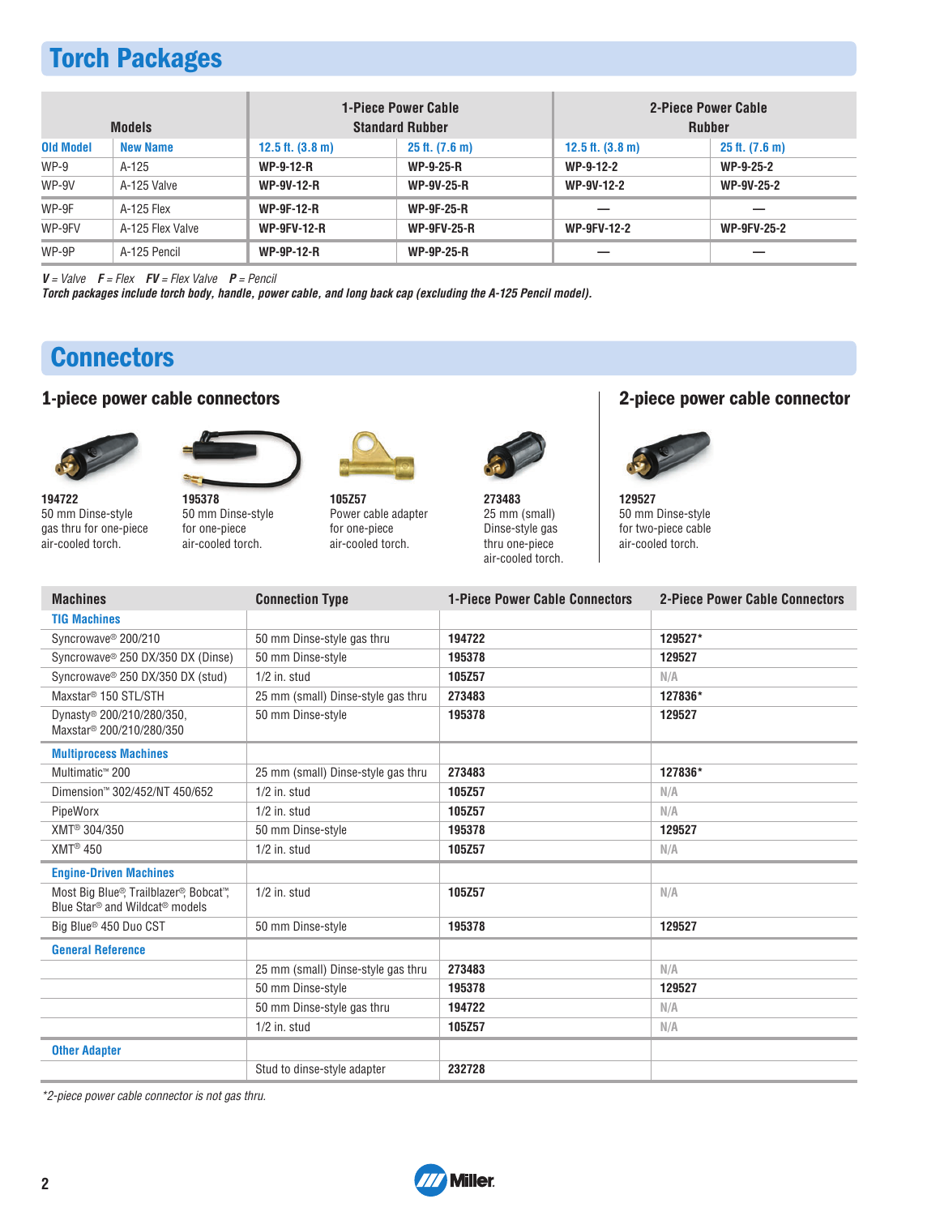## Torch Packages

| Models | | 1-Piece Power Cable Standard Rubber | | 2-Piece Power Cable Rubber | |
|---|---|---|---|---|---|
| **Old Model** | **New Name** | **12.5 ft. (3.8 m)** | **25 ft. (7.6 m)** | **12.5 ft. (3.8 m)** | **25 ft. (7.6 m)** |
| WP-9 | A-125 | **WP-9-12-R** | **WP-9-25-R** | **WP-9-12-2** | **WP-9-25-2** |
| WP-9V | A-125 Valve | **WP-9V-12-R** | **WP-9V-25-R** | **WP-9V-12-2** | **WP-9V-25-2** |
| WP-9F | A-125 Flex | **WP-9F-12-R** | **WP-9F-25-R** | — | — |
| WP-9FV | A-125 Flex Valve | **WP-9FV-12-R** | **WP-9FV-25-R** | **WP-9FV-12-2** | **WP-9FV-25-2** |
| WP-9P | A-125 Pencil | **WP-9P-12-R** | **WP-9P-25-R** | — | — |

***V** = Valve* ***F** = Flex* ***FV** = Flex Valve* ***P** = Pencil*

***Torch packages include torch body, handle, power cable, and long back cap (excluding the A-125 Pencil model).***

## Connectors

### 1-piece power cable connectors

**194722**
50 mm Dinse-style gas thru for one-piece air-cooled torch.

**195378**
50 mm Dinse-style for one-piece air-cooled torch.

**105Z57**
Power cable adapter for one-piece air-cooled torch.

**273483**
25 mm (small) Dinse-style gas thru one-piece air-cooled torch.

### 2-piece power cable connector

**129527**
50 mm Dinse-style for two-piece cable air-cooled torch.

| Machines | Connection Type | 1-Piece Power Cable Connectors | 2-Piece Power Cable Connectors |
|---|---|---|---|
| **TIG Machines** | | | |
| Syncrowave® 200/210 | 50 mm Dinse-style gas thru | **194722** | **129527*** |
| Syncrowave® 250 DX/350 DX (Dinse) | 50 mm Dinse-style | **195378** | **129527** |
| Syncrowave® 250 DX/350 DX (stud) | 1/2 in. stud | **105Z57** | N/A |
| Maxstar® 150 STL/STH | 25 mm (small) Dinse-style gas thru | **273483** | **127836*** |
| Dynasty® 200/210/280/350, Maxstar® 200/210/280/350 | 50 mm Dinse-style | **195378** | **129527** |
| **Multiprocess Machines** | | | |
| Multimatic™ 200 | 25 mm (small) Dinse-style gas thru | **273483** | **127836*** |
| Dimension™ 302/452/NT 450/652 | 1/2 in. stud | **105Z57** | N/A |
| PipeWorx | 1/2 in. stud | **105Z57** | N/A |
| XMT® 304/350 | 50 mm Dinse-style | **195378** | **129527** |
| XMT® 450 | 1/2 in. stud | **105Z57** | N/A |
| **Engine-Driven Machines** | | | |
| Most Big Blue®, Trailblazer®, Bobcat™, Blue Star® and Wildcat® models | 1/2 in. stud | **105Z57** | N/A |
| Big Blue® 450 Duo CST | 50 mm Dinse-style | **195378** | **129527** |
| **General Reference** | | | |
| | 25 mm (small) Dinse-style gas thru | **273483** | N/A |
| | 50 mm Dinse-style | **195378** | **129527** |
| | 50 mm Dinse-style gas thru | **194722** | N/A |
| | 1/2 in. stud | **105Z57** | N/A |
| **Other Adapter** | | | |
| | Stud to dinse-style adapter | **232728** | |

**2-piece power cable connector is not gas thru.*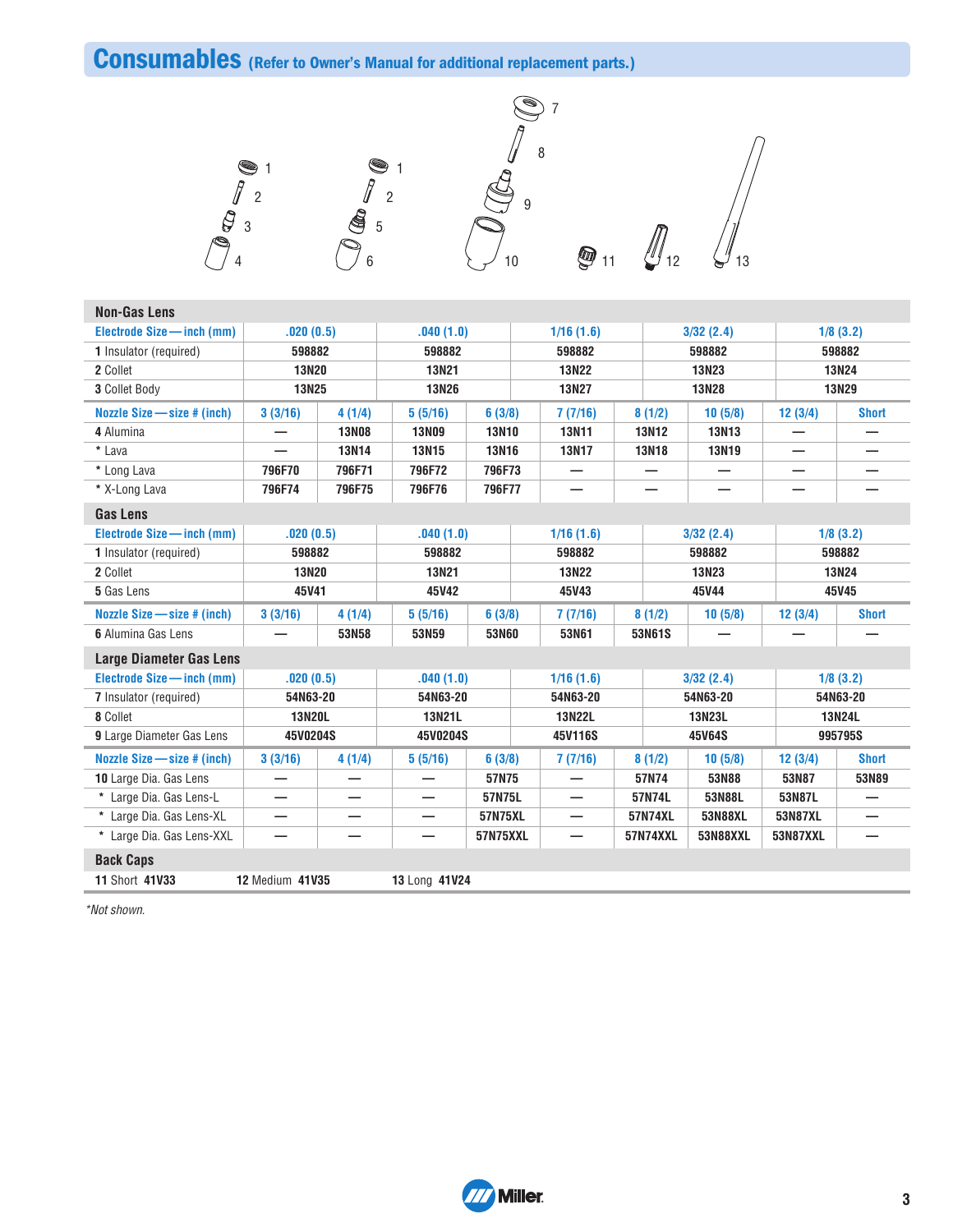## Consumables (Refer to Owner's Manual for additional replacement parts.)

### Non-Gas Lens

| Electrode Size — inch (mm) | .020 (0.5) | | .040 (1.0) | | 1/16 (1.6) | 3/32 (2.4) | | 1/8 (3.2) | |
|---|---|---|---|---|---|---|---|---|---|
| **1** Insulator (required) | 598882 | | 598882 | | 598882 | 598882 | | 598882 | |
| **2** Collet | 13N20 | | 13N21 | | 13N22 | 13N23 | | 13N24 | |
| **3** Collet Body | 13N25 | | 13N26 | | 13N27 | 13N28 | | 13N29 | |

| Nozzle Size — size # (inch) | 3 (3/16) | 4 (1/4) | 5 (5/16) | 6 (3/8) | 7 (7/16) | 8 (1/2) | 10 (5/8) | 12 (3/4) | Short |
|---|---|---|---|---|---|---|---|---|---|
| **4** Alumina | — | 13N08 | 13N09 | 13N10 | 13N11 | 13N12 | 13N13 | — | — |
| * Lava | — | 13N14 | 13N15 | 13N16 | 13N17 | 13N18 | 13N19 | — | — |
| * Long Lava | 796F70 | 796F71 | 796F72 | 796F73 | — | — | — | — | — |
| * X-Long Lava | 796F74 | 796F75 | 796F76 | 796F77 | — | — | — | — | — |

### Gas Lens

| Electrode Size — inch (mm) | .020 (0.5) | .040 (1.0) | 1/16 (1.6) | 3/32 (2.4) | 1/8 (3.2) |
|---|---|---|---|---|---|
| **1** Insulator (required) | 598882 | 598882 | 598882 | 598882 | 598882 |
| **2** Collet | 13N20 | 13N21 | 13N22 | 13N23 | 13N24 |
| **5** Gas Lens | 45V41 | 45V42 | 45V43 | 45V44 | 45V45 |

| Nozzle Size — size # (inch) | 3 (3/16) | 4 (1/4) | 5 (5/16) | 6 (3/8) | 7 (7/16) | 8 (1/2) | 10 (5/8) | 12 (3/4) | Short |
|---|---|---|---|---|---|---|---|---|---|
| **6** Alumina Gas Lens | — | 53N58 | 53N59 | 53N60 | 53N61 | 53N61S | — | — | — |

### Large Diameter Gas Lens

| Electrode Size — inch (mm) | .020 (0.5) | .040 (1.0) | 1/16 (1.6) | 3/32 (2.4) | 1/8 (3.2) |
|---|---|---|---|---|---|
| **7** Insulator (required) | 54N63-20 | 54N63-20 | 54N63-20 | 54N63-20 | 54N63-20 |
| **8** Collet | 13N20L | 13N21L | 13N22L | 13N23L | 13N24L |
| **9** Large Diameter Gas Lens | 45V0204S | 45V0204S | 45V116S | 45V64S | 995795S |

| Nozzle Size — size # (inch) | 3 (3/16) | 4 (1/4) | 5 (5/16) | 6 (3/8) | 7 (7/16) | 8 (1/2) | 10 (5/8) | 12 (3/4) | Short |
|---|---|---|---|---|---|---|---|---|---|
| **10** Large Dia. Gas Lens | — | — | — | 57N75 | — | 57N74 | 53N88 | 53N87 | 53N89 |
| * Large Dia. Gas Lens-L | — | — | — | 57N75L | — | 57N74L | 53N88L | 53N87L | — |
| * Large Dia. Gas Lens-XL | — | — | — | 57N75XL | — | 57N74XL | 53N88XL | 53N87XL | — |
| * Large Dia. Gas Lens-XXL | — | — | — | 57N75XXL | — | 57N74XXL | 53N88XXL | 53N87XXL | — |

### Back Caps

**11** Short **41V33** **12** Medium **41V35** **13** Long **41V24**

*Not shown.*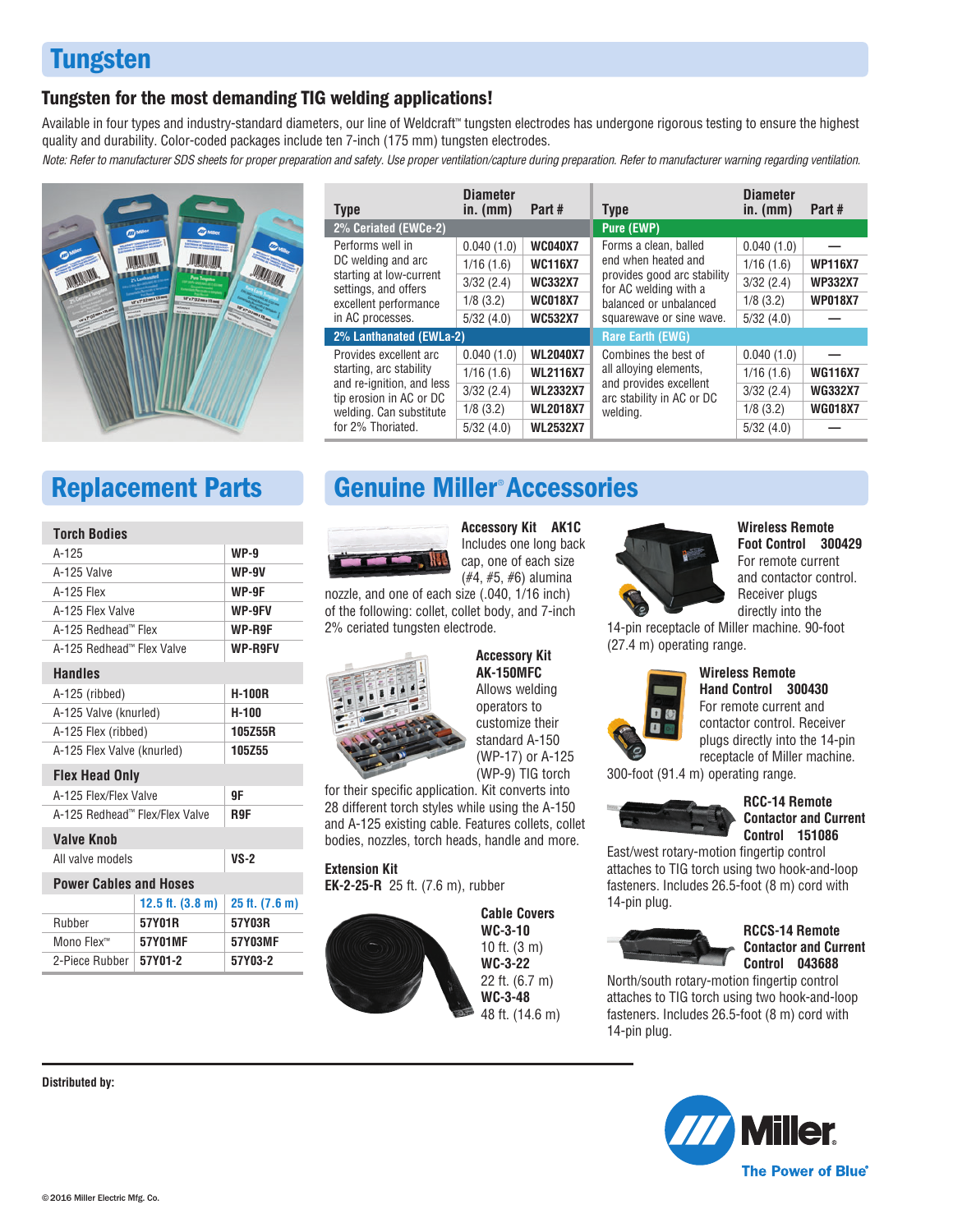# Tungsten

## Tungsten for the most demanding TIG welding applications!

Available in four types and industry-standard diameters, our line of Weldcraft™ tungsten electrodes has undergone rigorous testing to ensure the highest quality and durability. Color-coded packages include ten 7-inch (175 mm) tungsten electrodes.

*Note: Refer to manufacturer SDS sheets for proper preparation and safety. Use proper ventilation/capture during preparation. Refer to manufacturer warning regarding ventilation.*

| Type | Diameter in. (mm) | Part # | Type | Diameter in. (mm) | Part # |
|---|---|---|---|---|---|
| **2% Ceriated (EWCe-2)** | | | **Pure (EWP)** | | |
| Performs well in DC welding and arc starting at low-current settings, and offers excellent performance in AC processes. | 0.040 (1.0) | **WC040X7** | Forms a clean, balled end when heated and provides good arc stability for AC welding with a balanced or unbalanced squarewave or sine wave. | 0.040 (1.0) | — |
| | 1/16 (1.6) | **WC116X7** | | 1/16 (1.6) | **WP116X7** |
| | 3/32 (2.4) | **WC332X7** | | 3/32 (2.4) | **WP332X7** |
| | 1/8 (3.2) | **WC018X7** | | 1/8 (3.2) | **WP018X7** |
| | 5/32 (4.0) | **WC532X7** | | 5/32 (4.0) | — |
| **2% Lanthanated (EWLa-2)** | | | **Rare Earth (EWG)** | | |
| Provides excellent arc starting, arc stability and re-ignition, and less tip erosion in AC or DC welding. Can substitute for 2% Thoriated. | 0.040 (1.0) | **WL2040X7** | Combines the best of all alloying elements, and provides excellent arc stability in AC or DC welding. | 0.040 (1.0) | — |
| | 1/16 (1.6) | **WL2116X7** | | 1/16 (1.6) | **WG116X7** |
| | 3/32 (2.4) | **WL2332X7** | | 3/32 (2.4) | **WG332X7** |
| | 1/8 (3.2) | **WL2018X7** | | 1/8 (3.2) | **WG018X7** |
| | 5/32 (4.0) | **WL2532X7** | | 5/32 (4.0) | — |

# Replacement Parts

| **Torch Bodies** | |
|---|---|
| A-125 | **WP-9** |
| A-125 Valve | **WP-9V** |
| A-125 Flex | **WP-9F** |
| A-125 Flex Valve | **WP-9FV** |
| A-125 Redhead™ Flex | **WP-R9F** |
| A-125 Redhead™ Flex Valve | **WP-R9FV** |
| **Handles** | |
| A-125 (ribbed) | **H-100R** |
| A-125 Valve (knurled) | **H-100** |
| A-125 Flex (ribbed) | **105Z55R** |
| A-125 Flex Valve (knurled) | **105Z55** |
| **Flex Head Only** | |
| A-125 Flex/Flex Valve | **9F** |
| A-125 Redhead™ Flex/Flex Valve | **R9F** |
| **Valve Knob** | |
| All valve models | **VS-2** |

| **Power Cables and Hoses** | 12.5 ft. (3.8 m) | 25 ft. (7.6 m) |
|---|---|---|
| Rubber | **57Y01R** | **57Y03R** |
| Mono Flex™ | **57Y01MF** | **57Y03MF** |
| 2-Piece Rubber | **57Y01-2** | **57Y03-2** |

# Genuine Miller® Accessories

**Accessory Kit AK1C**
Includes one long back cap, one of each size (#4, #5, #6) alumina nozzle, and one of each size (.040, 1/16 inch) of the following: collet, collet body, and 7-inch 2% ceriated tungsten electrode.

**Accessory Kit AK-150MFC**
Allows welding operators to customize their standard A-150 (WP-17) or A-125 (WP-9) TIG torch for their specific application. Kit converts into 28 different torch styles while using the A-150 and A-125 existing cable. Features collets, collet bodies, nozzles, torch heads, handle and more.

**Extension Kit**
**EK-2-25-R** 25 ft. (7.6 m), rubber

**Cable Covers**
**WC-3-10** 10 ft. (3 m)
**WC-3-22** 22 ft. (6.7 m)
**WC-3-48** 48 ft. (14.6 m)

**Wireless Remote Foot Control 300429**
For remote current and contactor control. Receiver plugs directly into the 14-pin receptacle of Miller machine. 90-foot (27.4 m) operating range.

**Wireless Remote Hand Control 300430**
For remote current and contactor control. Receiver plugs directly into the 14-pin receptacle of Miller machine. 300-foot (91.4 m) operating range.

**RCC-14 Remote Contactor and Current Control 151086**
East/west rotary-motion fingertip control attaches to TIG torch using two hook-and-loop fasteners. Includes 26.5-foot (8 m) cord with 14-pin plug.

**RCCS-14 Remote Contactor and Current Control 043688**
North/south rotary-motion fingertip control attaches to TIG torch using two hook-and-loop fasteners. Includes 26.5-foot (8 m) cord with 14-pin plug.

**Distributed by:**

Miller
The Power of Blue®

©2016 Miller Electric Mfg. Co.